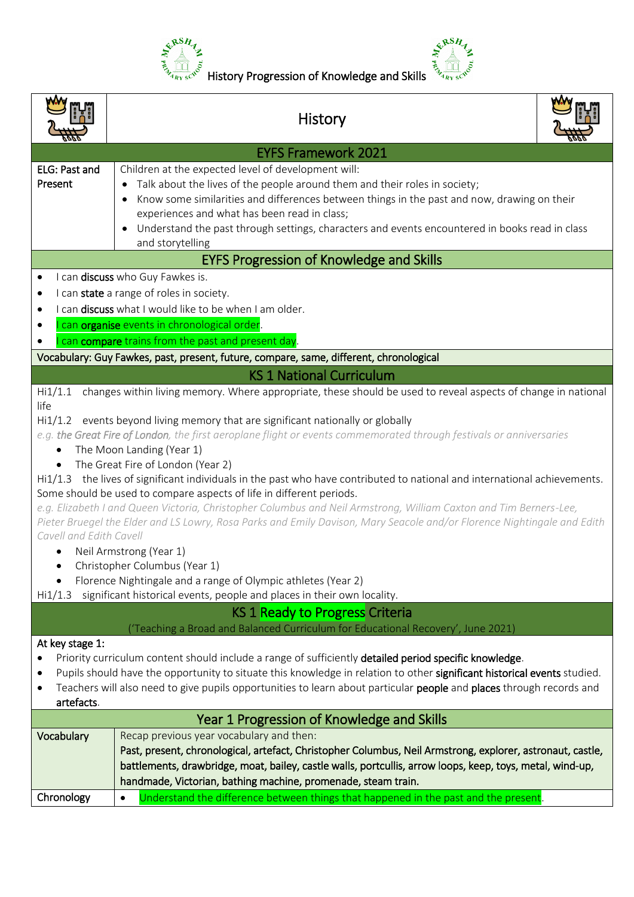# History Progression of Knowledge and Skills

## History

### EYFS Framework 2021

| ELG: Past and Present | Children at the expected level of development will: |
|---|---|
| | • Talk about the lives of the people around them and their roles in society;<br>• Know some similarities and differences between things in the past and now, drawing on their experiences and what has been read in class;<br>• Understand the past through settings, characters and events encountered in books read in class and storytelling |

### EYFS Progression of Knowledge and Skills

- I can **discuss** who Guy Fawkes is.
- I can **state** a range of roles in society.
- I can **discuss** what I would like to be when I am older.
- I can **organise** events in chronological order.
- I can **compare** trains from the past and present day.

Vocabulary: Guy Fawkes, past, present, future, compare, same, different, chronological

### KS 1 National Curriculum

Hi1/1.1 changes within living memory. Where appropriate, these should be used to reveal aspects of change in national life

Hi1/1.2 events beyond living memory that are significant nationally or globally

*e.g. **the Great Fire of London**, the first aeroplane flight or events commemorated through festivals or anniversaries*

- The Moon Landing (Year 1)
- The Great Fire of London (Year 2)

Hi1/1.3 the lives of significant individuals in the past who have contributed to national and international achievements. Some should be used to compare aspects of life in different periods.

*e.g. Elizabeth I and Queen Victoria, Christopher Columbus and Neil Armstrong, William Caxton and Tim Berners-Lee, Pieter Bruegel the Elder and LS Lowry, Rosa Parks and Emily Davison, Mary Seacole and/or Florence Nightingale and Edith Cavell and Edith Cavell*

- Neil Armstrong (Year 1)
- Christopher Columbus (Year 1)
- Florence Nightingale and a range of Olympic athletes (Year 2)

Hi1/1.3 significant historical events, people and places in their own locality.

### KS 1 Ready to Progress Criteria

('Teaching a Broad and Balanced Curriculum for Educational Recovery', June 2021)

**At key stage 1:**

- Priority curriculum content should include a range of sufficiently **detailed period specific knowledge**.
- Pupils should have the opportunity to situate this knowledge in relation to other **significant historical events** studied.
- Teachers will also need to give pupils opportunities to learn about particular **people** and **places** through records and **artefacts**.

### Year 1 Progression of Knowledge and Skills

| Vocabulary | Recap previous year vocabulary and then:<br>**Past, present, chronological, artefact, Christopher Columbus, Neil Armstrong, explorer, astronaut, castle, battlements, drawbridge, moat, bailey, castle walls, portcullis, arrow loops, keep, toys, metal, wind-up, handmade, Victorian, bathing machine, promenade, steam train.** |
|---|---|
| Chronology | • Understand the difference between things that happened in the past and the present. |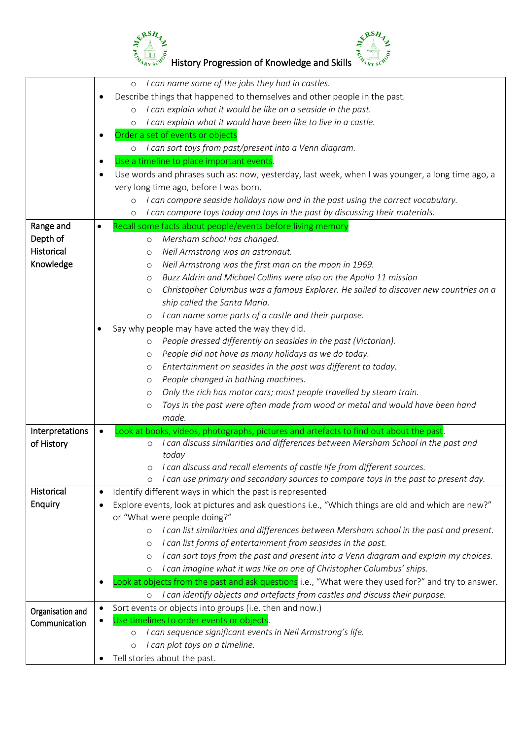| | |
|---|---|
| | ◦ *I can name some of the jobs they had in castles.*<br>• Describe things that happened to themselves and other people in the past.<br>◦ *I can explain what it would be like on a seaside in the past.*<br>◦ *I can explain what it would have been like to live in a castle.*<br>• Order a set of events or objects<br>◦ *I can sort toys from past/present into a Venn diagram.*<br>• Use a timeline to place important events.<br>• Use words and phrases such as: now, yesterday, last week, when I was younger, a long time ago, a very long time ago, before I was born.<br>◦ *I can compare seaside holidays now and in the past using the correct vocabulary.*<br>◦ *I can compare toys today and toys in the past by discussing their materials.* |
| Range and Depth of Historical Knowledge | • Recall some facts about people/events before living memory<br>◦ *Mersham school has changed.*<br>◦ *Neil Armstrong was an astronaut.*<br>◦ *Neil Armstrong was the first man on the moon in 1969.*<br>◦ *Buzz Aldrin and Michael Collins were also on the Apollo 11 mission*<br>◦ *Christopher Columbus was a famous Explorer. He sailed to discover new countries on a ship called the Santa Maria.*<br>◦ *I can name some parts of a castle and their purpose.*<br>• Say why people may have acted the way they did.<br>◦ *People dressed differently on seasides in the past (Victorian).*<br>◦ *People did not have as many holidays as we do today.*<br>◦ *Entertainment on seasides in the past was different to today.*<br>◦ *People changed in bathing machines.*<br>◦ *Only the rich has motor cars; most people travelled by steam train.*<br>◦ *Toys in the past were often made from wood or metal and would have been hand made.* |
| Interpretations of History | • Look at books, videos, photographs, pictures and artefacts to find out about the past.<br>◦ *I can discuss similarities and differences between Mersham School in the past and today*<br>◦ *I can discuss and recall elements of castle life from different sources.*<br>◦ *I can use primary and secondary sources to compare toys in the past to present day.* |
| Historical Enquiry | • Identify different ways in which the past is represented<br>• Explore events, look at pictures and ask questions i.e., "Which things are old and which are new?" or "What were people doing?"<br>◦ *I can list similarities and differences between Mersham school in the past and present.*<br>◦ *I can list forms of entertainment from seasides in the past.*<br>◦ *I can sort toys from the past and present into a Venn diagram and explain my choices.*<br>◦ *I can imagine what it was like on one of Christopher Columbus' ships.*<br>• Look at objects from the past and ask questions i.e., "What were they used for?" and try to answer.<br>◦ *I can identify objects and artefacts from castles and discuss their purpose.* |
| Organisation and Communication | • Sort events or objects into groups (i.e. then and now.)<br>• Use timelines to order events or objects.<br>◦ *I can sequence significant events in Neil Armstrong's life.*<br>◦ *I can plot toys on a timeline.*<br>• Tell stories about the past. |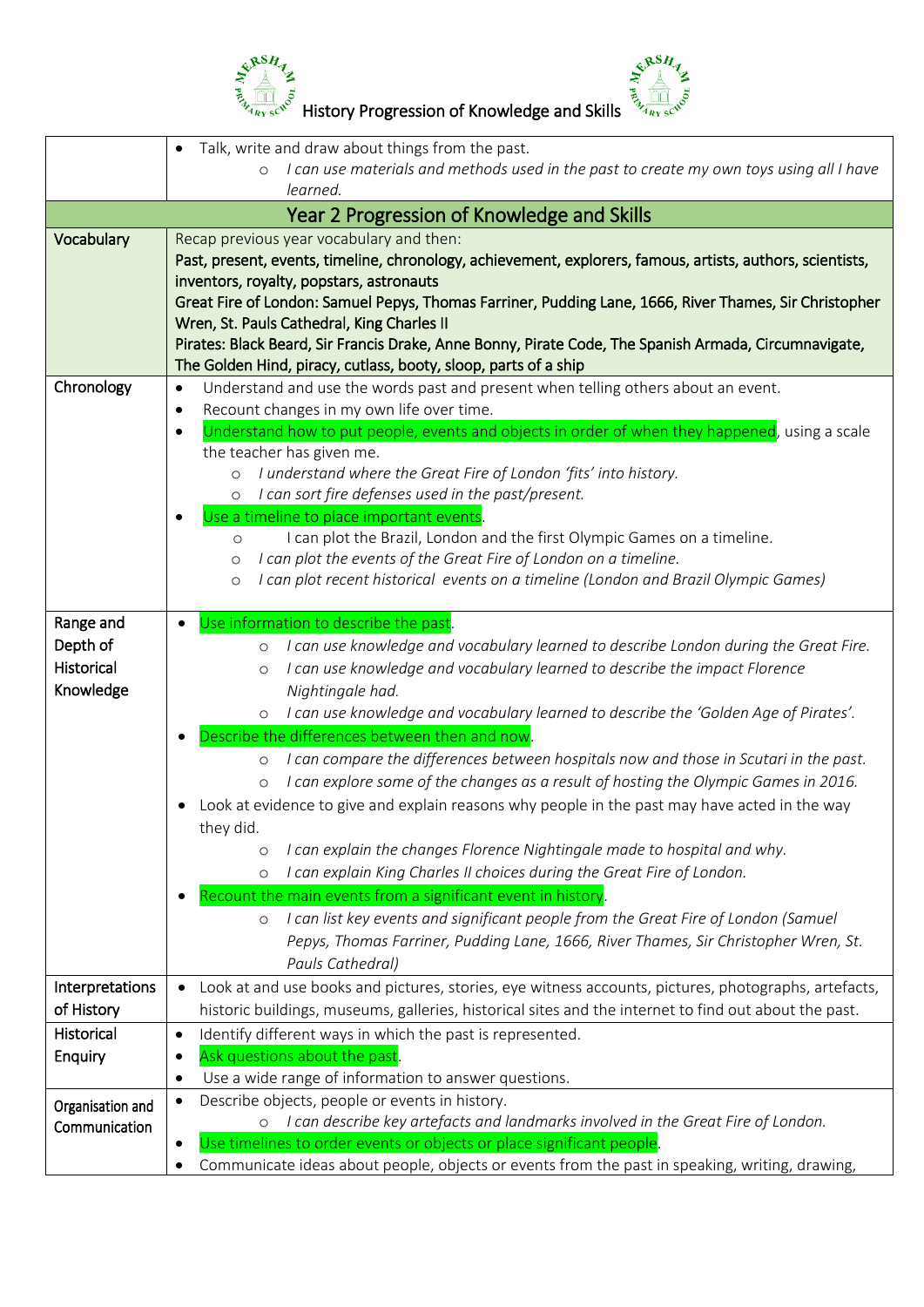# History Progression of Knowledge and Skills

| | |
|---|---|
| | • Talk, write and draw about things from the past.<br>  ◦ *I can use materials and methods used in the past to create my own toys using all I have learned.* |
| **Year 2 Progression of Knowledge and Skills** | |
| Vocabulary | Recap previous year vocabulary and then:<br>**Past, present, events, timeline, chronology, achievement, explorers, famous, artists, authors, scientists, inventors, royalty, popstars, astronauts**<br>**Great Fire of London: Samuel Pepys, Thomas Farriner, Pudding Lane, 1666, River Thames, Sir Christopher Wren, St. Pauls Cathedral, King Charles II**<br>**Pirates: Black Beard, Sir Francis Drake, Anne Bonny, Pirate Code, The Spanish Armada, Circumnavigate, The Golden Hind, piracy, cutlass, booty, sloop, parts of a ship** |
| Chronology | • Understand and use the words past and present when telling others about an event.<br>• Recount changes in my own life over time.<br>• Understand how to put people, events and objects in order of when they happened, using a scale the teacher has given me.<br>  ◦ *I understand where the Great Fire of London 'fits' into history.*<br>  ◦ *I can sort fire defenses used in the past/present.*<br>• Use a timeline to place important events.<br>  ◦ I can plot the Brazil, London and the first Olympic Games on a timeline.<br>  ◦ *I can plot the events of the Great Fire of London on a timeline.*<br>  ◦ *I can plot recent historical events on a timeline (London and Brazil Olympic Games)* |
| Range and Depth of Historical Knowledge | • Use information to describe the past.<br>  ◦ *I can use knowledge and vocabulary learned to describe London during the Great Fire.*<br>  ◦ *I can use knowledge and vocabulary learned to describe the impact Florence Nightingale had.*<br>  ◦ *I can use knowledge and vocabulary learned to describe the 'Golden Age of Pirates'.*<br>• Describe the differences between then and now.<br>  ◦ *I can compare the differences between hospitals now and those in Scutari in the past.*<br>  ◦ *I can explore some of the changes as a result of hosting the Olympic Games in 2016.*<br>• Look at evidence to give and explain reasons why people in the past may have acted in the way they did.<br>  ◦ *I can explain the changes Florence Nightingale made to hospital and why.*<br>  ◦ *I can explain King Charles II choices during the Great Fire of London.*<br>• Recount the main events from a significant event in history.<br>  ◦ *I can list key events and significant people from the Great Fire of London (Samuel Pepys, Thomas Farriner, Pudding Lane, 1666, River Thames, Sir Christopher Wren, St. Pauls Cathedral)* |
| Interpretations of History | • Look at and use books and pictures, stories, eye witness accounts, pictures, photographs, artefacts, historic buildings, museums, galleries, historical sites and the internet to find out about the past. |
| Historical Enquiry | • Identify different ways in which the past is represented.<br>• Ask questions about the past.<br>• Use a wide range of information to answer questions. |
| Organisation and Communication | • Describe objects, people or events in history.<br>  ◦ *I can describe key artefacts and landmarks involved in the Great Fire of London.*<br>• Use timelines to order events or objects or place significant people.<br>• Communicate ideas about people, objects or events from the past in speaking, writing, drawing, |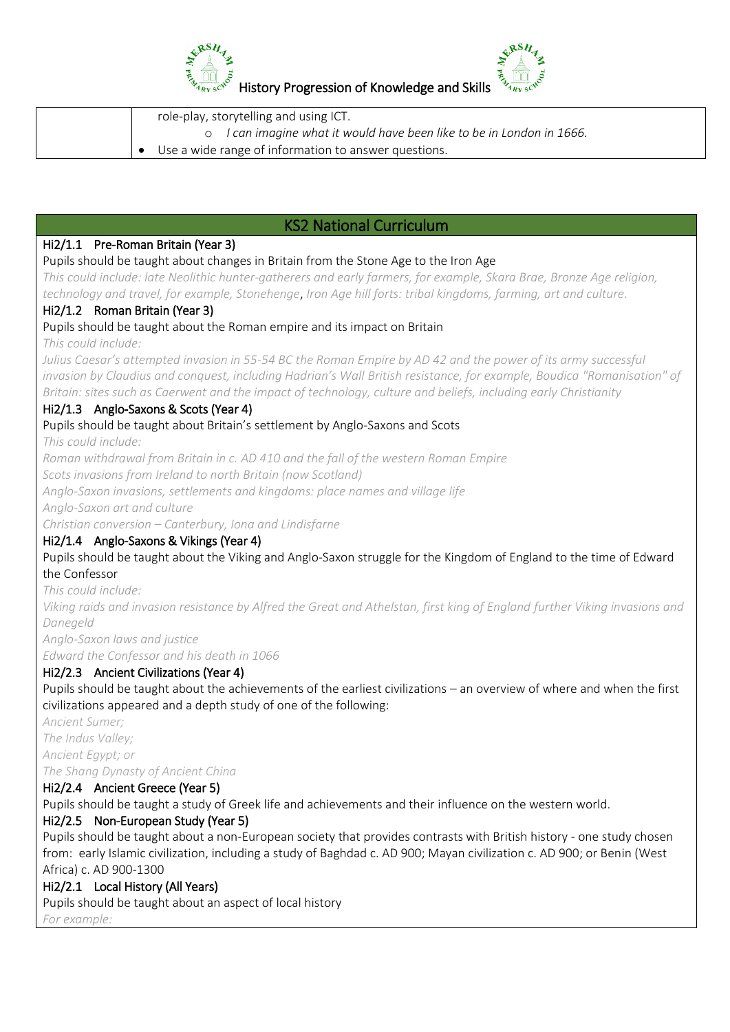| | role-play, storytelling and using ICT.<br>◦ *I can imagine what it would have been like to be in London in 1666.*<br>• Use a wide range of information to answer questions. |
|---|---|

## KS2 National Curriculum

### Hi2/1.1 Pre-Roman Britain (Year 3)

Pupils should be taught about changes in Britain from the Stone Age to the Iron Age

*This could include: late Neolithic hunter-gatherers and early farmers, for example, Skara Brae, Bronze Age religion, technology and travel, for example, Stonehenge, Iron Age hill forts: tribal kingdoms, farming, art and culture.*

### Hi2/1.2 Roman Britain (Year 3)

Pupils should be taught about the Roman empire and its impact on Britain

*This could include:*

*Julius Caesar's attempted invasion in 55-54 BC the Roman Empire by AD 42 and the power of its army successful invasion by Claudius and conquest, including Hadrian's Wall British resistance, for example, Boudica "Romanisation" of Britain: sites such as Caerwent and the impact of technology, culture and beliefs, including early Christianity*

### Hi2/1.3 Anglo-Saxons & Scots (Year 4)

Pupils should be taught about Britain's settlement by Anglo-Saxons and Scots

*This could include:*

*Roman withdrawal from Britain in c. AD 410 and the fall of the western Roman Empire*

*Scots invasions from Ireland to north Britain (now Scotland)*

*Anglo-Saxon invasions, settlements and kingdoms: place names and village life*

*Anglo-Saxon art and culture*

*Christian conversion – Canterbury, Iona and Lindisfarne*

### Hi2/1.4 Anglo-Saxons & Vikings (Year 4)

Pupils should be taught about the Viking and Anglo-Saxon struggle for the Kingdom of England to the time of Edward the Confessor

*This could include:*

*Viking raids and invasion resistance by Alfred the Great and Athelstan, first king of England further Viking invasions and Danegeld*

*Anglo-Saxon laws and justice*

*Edward the Confessor and his death in 1066*

### Hi2/2.3 Ancient Civilizations (Year 4)

Pupils should be taught about the achievements of the earliest civilizations – an overview of where and when the first civilizations appeared and a depth study of one of the following:

*Ancient Sumer;*

*The Indus Valley;*

*Ancient Egypt; or*

*The Shang Dynasty of Ancient China*

### Hi2/2.4 Ancient Greece (Year 5)

Pupils should be taught a study of Greek life and achievements and their influence on the western world.

### Hi2/2.5 Non-European Study (Year 5)

Pupils should be taught about a non-European society that provides contrasts with British history - one study chosen from: early Islamic civilization, including a study of Baghdad c. AD 900; Mayan civilization c. AD 900; or Benin (West Africa) c. AD 900-1300

### Hi2/2.1 Local History (All Years)

Pupils should be taught about an aspect of local history

*For example:*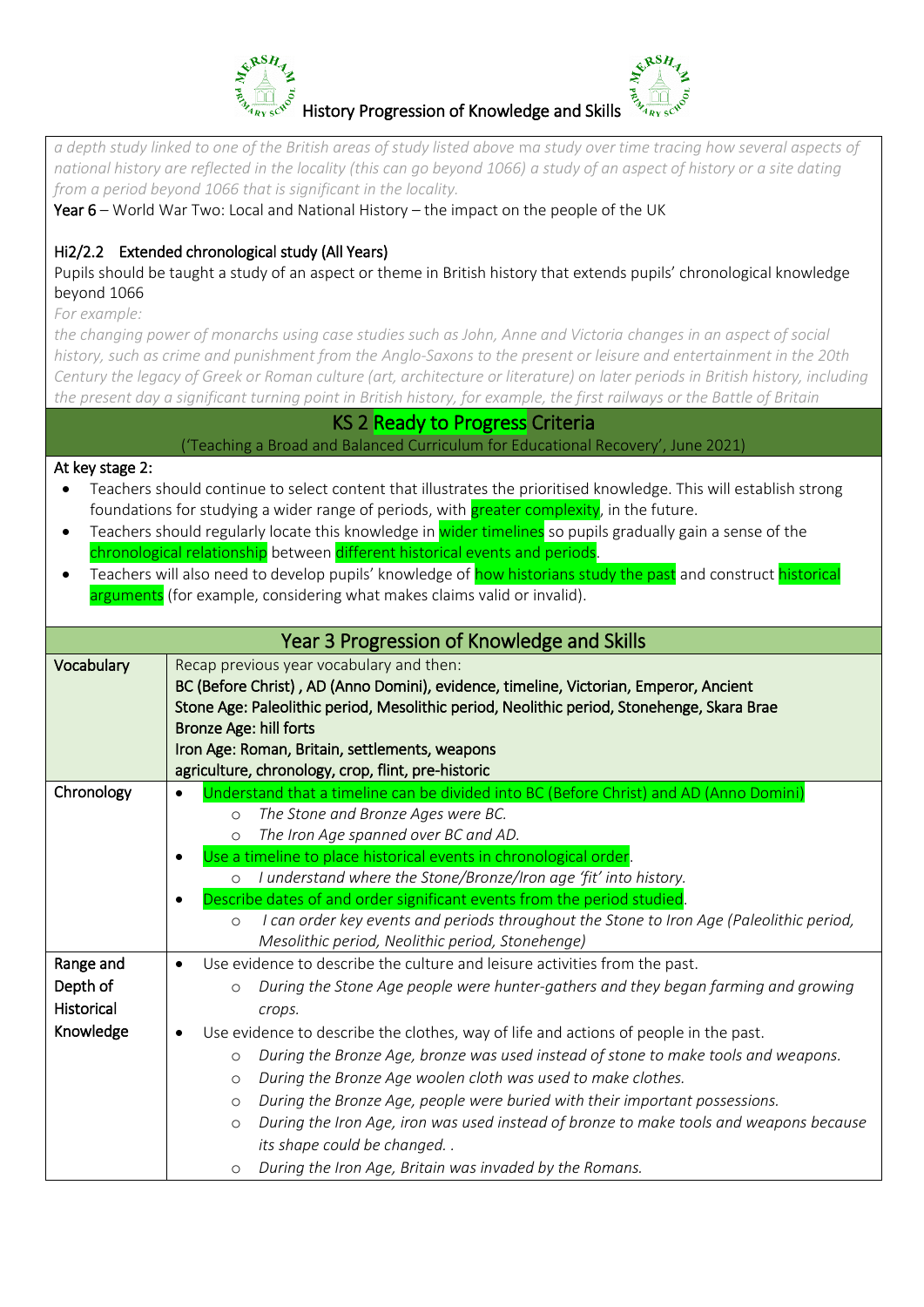*a depth study linked to one of the British areas of study listed above* ma *study over time tracing how several aspects of national history are reflected in the locality (this can go beyond 1066) a study of an aspect of history or a site dating from a period beyond 1066 that is significant in the locality.*

**Year 6** – World War Two: Local and National History – the impact on the people of the UK

**Hi2/2.2 Extended chronological study (All Years)**

Pupils should be taught a study of an aspect or theme in British history that extends pupils' chronological knowledge beyond 1066

*For example:*

*the changing power of monarchs using case studies such as John, Anne and Victoria changes in an aspect of social history, such as crime and punishment from the Anglo-Saxons to the present or leisure and entertainment in the 20th Century the legacy of Greek or Roman culture (art, architecture or literature) on later periods in British history, including the present day a significant turning point in British history, for example, the first railways or the Battle of Britain*

## KS 2 Ready to Progress Criteria

('Teaching a Broad and Balanced Curriculum for Educational Recovery', June 2021)

**At key stage 2:**

- Teachers should continue to select content that illustrates the prioritised knowledge. This will establish strong foundations for studying a wider range of periods, with greater complexity, in the future.
- Teachers should regularly locate this knowledge in wider timelines so pupils gradually gain a sense of the chronological relationship between different historical events and periods.
- Teachers will also need to develop pupils' knowledge of how historians study the past and construct historical arguments (for example, considering what makes claims valid or invalid).

## Year 3 Progression of Knowledge and Skills

| | |
|---|---|
| **Vocabulary** | Recap previous year vocabulary and then:<br>**BC (Before Christ) , AD (Anno Domini), evidence, timeline, Victorian, Emperor, Ancient**<br>**Stone Age: Paleolithic period, Mesolithic period, Neolithic period, Stonehenge, Skara Brae**<br>**Bronze Age: hill forts**<br>**Iron Age: Roman, Britain, settlements, weapons**<br>**agriculture, chronology, crop, flint, pre-historic** |
| **Chronology** | • Understand that a timeline can be divided into BC (Before Christ) and AD (Anno Domini)<br>&nbsp;&nbsp;&nbsp;&nbsp;○ *The Stone and Bronze Ages were BC.*<br>&nbsp;&nbsp;&nbsp;&nbsp;○ *The Iron Age spanned over BC and AD.*<br>• Use a timeline to place historical events in chronological order.<br>&nbsp;&nbsp;&nbsp;&nbsp;○ *I understand where the Stone/Bronze/Iron age 'fit' into history.*<br>• Describe dates of and order significant events from the period studied.<br>&nbsp;&nbsp;&nbsp;&nbsp;○ *I can order key events and periods throughout the Stone to Iron Age (Paleolithic period, Mesolithic period, Neolithic period, Stonehenge)* |
| **Range and Depth of Historical Knowledge** | • Use evidence to describe the culture and leisure activities from the past.<br>&nbsp;&nbsp;&nbsp;&nbsp;○ *During the Stone Age people were hunter-gathers and they began farming and growing crops.*<br>• Use evidence to describe the clothes, way of life and actions of people in the past.<br>&nbsp;&nbsp;&nbsp;&nbsp;○ *During the Bronze Age, bronze was used instead of stone to make tools and weapons.*<br>&nbsp;&nbsp;&nbsp;&nbsp;○ *During the Bronze Age woolen cloth was used to make clothes.*<br>&nbsp;&nbsp;&nbsp;&nbsp;○ *During the Bronze Age, people were buried with their important possessions.*<br>&nbsp;&nbsp;&nbsp;&nbsp;○ *During the Iron Age, iron was used instead of bronze to make tools and weapons because its shape could be changed. .*<br>&nbsp;&nbsp;&nbsp;&nbsp;○ *During the Iron Age, Britain was invaded by the Romans.* |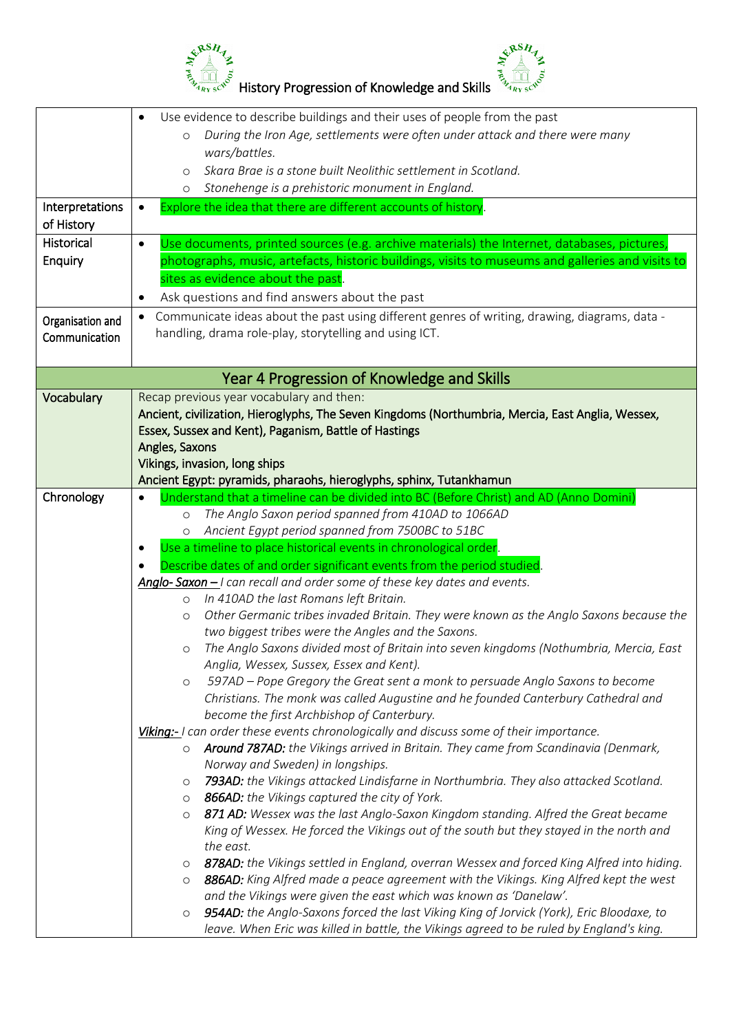| | |
|---|---|
| | • Use evidence to describe buildings and their uses of people from the past<br>  ○ *During the Iron Age, settlements were often under attack and there were many wars/battles.*<br>  ○ *Skara Brae is a stone built Neolithic settlement in Scotland.*<br>  ○ *Stonehenge is a prehistoric monument in England.* |
| Interpretations of History | • Explore the idea that there are different accounts of history. |
| Historical Enquiry | • Use documents, printed sources (e.g. archive materials) the Internet, databases, pictures, photographs, music, artefacts, historic buildings, visits to museums and galleries and visits to sites as evidence about the past.<br>• Ask questions and find answers about the past |
| Organisation and Communication | • Communicate ideas about the past using different genres of writing, drawing, diagrams, data - handling, drama role-play, storytelling and using ICT. |
| **Year 4 Progression of Knowledge and Skills** | |
| Vocabulary | Recap previous year vocabulary and then:<br>**Ancient, civilization, Hieroglyphs, The Seven Kingdoms (Northumbria, Mercia, East Anglia, Wessex, Essex, Sussex and Kent), Paganism, Battle of Hastings**<br>**Angles, Saxons**<br>**Vikings, invasion, long ships**<br>**Ancient Egypt: pyramids, pharaohs, hieroglyphs, sphinx, Tutankhamun** |
| Chronology | • Understand that a timeline can be divided into BC (Before Christ) and AD (Anno Domini)<br>  ○ *The Anglo Saxon period spanned from 410AD to 1066AD*<br>  ○ *Ancient Egypt period spanned from 7500BC to 51BC*<br>• Use a timeline to place historical events in chronological order.<br>• Describe dates of and order significant events from the period studied.<br>***Anglo- Saxon –*** *I can recall and order some of these key dates and events.*<br>  ○ *In 410AD the last Romans left Britain.*<br>  ○ *Other Germanic tribes invaded Britain. They were known as the Anglo Saxons because the two biggest tribes were the Angles and the Saxons.*<br>  ○ *The Anglo Saxons divided most of Britain into seven kingdoms (Nothumbria, Mercia, East Anglia, Wessex, Sussex, Essex and Kent).*<br>  ○ *597AD – Pope Gregory the Great sent a monk to persuade Anglo Saxons to become Christians. The monk was called Augustine and he founded Canterbury Cathedral and become the first Archbishop of Canterbury.*<br>***Viking:-*** *I can order these events chronologically and discuss some of their importance.*<br>  ○ ***Around 787AD:*** *the Vikings arrived in Britain. They came from Scandinavia (Denmark, Norway and Sweden) in longships.*<br>  ○ ***793AD:*** *the Vikings attacked Lindisfarne in Northumbria. They also attacked Scotland.*<br>  ○ ***866AD:*** *the Vikings captured the city of York.*<br>  ○ ***871 AD:*** *Wessex was the last Anglo-Saxon Kingdom standing. Alfred the Great became King of Wessex. He forced the Vikings out of the south but they stayed in the north and the east.*<br>  ○ ***878AD:*** *the Vikings settled in England, overran Wessex and forced King Alfred into hiding.*<br>  ○ ***886AD:*** *King Alfred made a peace agreement with the Vikings. King Alfred kept the west and the Vikings were given the east which was known as 'Danelaw'.*<br>  ○ ***954AD:*** *the Anglo-Saxons forced the last Viking King of Jorvick (York), Eric Bloodaxe, to leave. When Eric was killed in battle, the Vikings agreed to be ruled by England's king.* |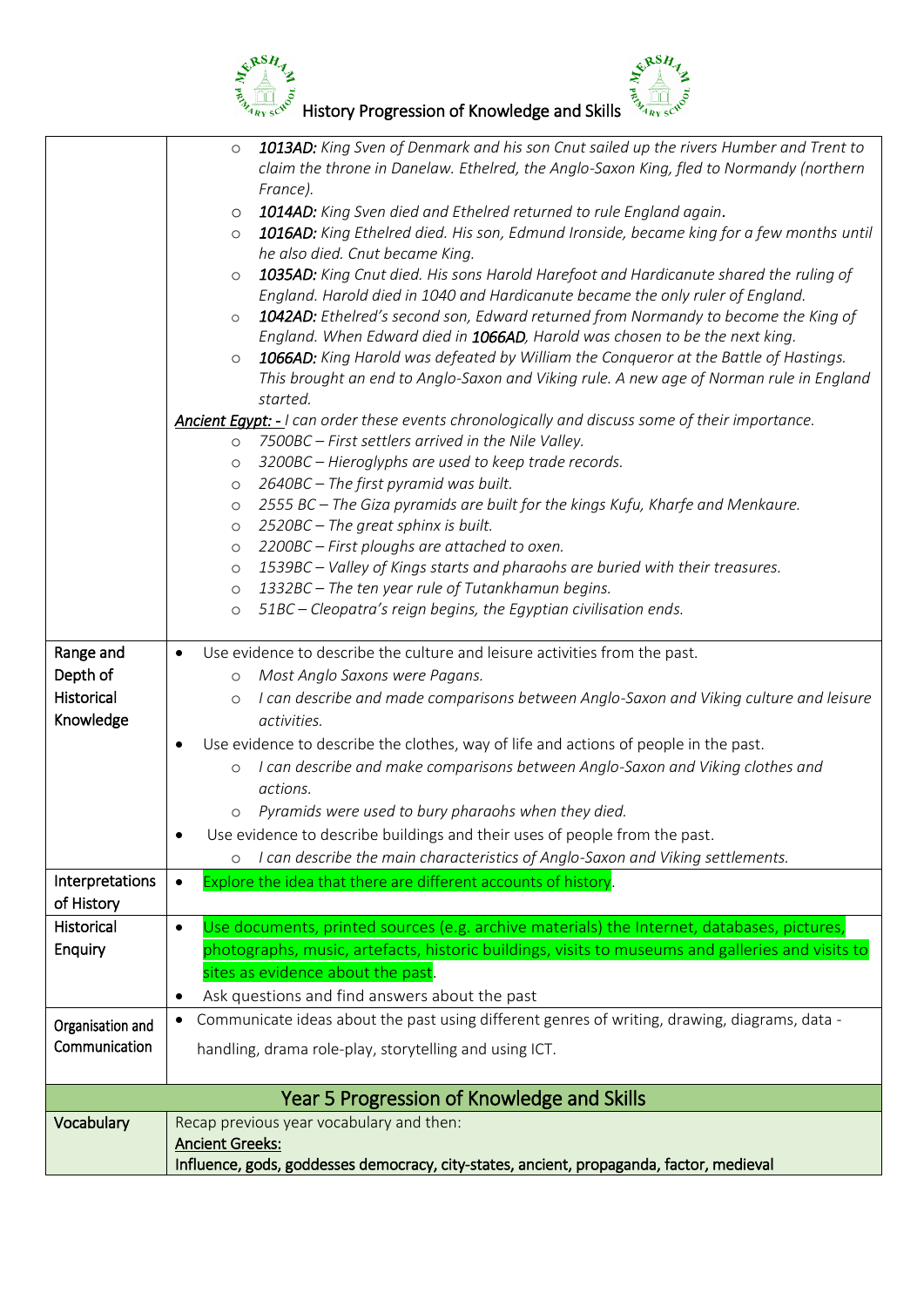| | |
|---|---|
| | ○ ***1013AD:*** *King Sven of Denmark and his son Cnut sailed up the rivers Humber and Trent to claim the throne in Danelaw. Ethelred, the Anglo-Saxon King, fled to Normandy (northern France).*<br>○ ***1014AD:*** *King Sven died and Ethelred returned to rule England again.*<br>○ ***1016AD:*** *King Ethelred died. His son, Edmund Ironside, became king for a few months until he also died. Cnut became King.*<br>○ ***1035AD:*** *King Cnut died. His sons Harold Harefoot and Hardicanute shared the ruling of England. Harold died in 1040 and Hardicanute became the only ruler of England.*<br>○ ***1042AD:*** *Ethelred's second son, Edward returned from Normandy to become the King of England. When Edward died in* ***1066AD****, Harold was chosen to be the next king.*<br>○ ***1066AD:*** *King Harold was defeated by William the Conqueror at the Battle of Hastings. This brought an end to Anglo-Saxon and Viking rule. A new age of Norman rule in England started.*<br>***Ancient Egypt: -*** *I can order these events chronologically and discuss some of their importance.*<br>○ *7500BC – First settlers arrived in the Nile Valley.*<br>○ *3200BC – Hieroglyphs are used to keep trade records.*<br>○ *2640BC – The first pyramid was built.*<br>○ *2555 BC – The Giza pyramids are built for the kings Kufu, Kharfe and Menkaure.*<br>○ *2520BC – The great sphinx is built.*<br>○ *2200BC – First ploughs are attached to oxen.*<br>○ *1539BC – Valley of Kings starts and pharaohs are buried with their treasures.*<br>○ *1332BC – The ten year rule of Tutankhamun begins.*<br>○ *51BC – Cleopatra's reign begins, the Egyptian civilisation ends.* |
| Range and Depth of Historical Knowledge | • Use evidence to describe the culture and leisure activities from the past.<br>○ *Most Anglo Saxons were Pagans.*<br>○ *I can describe and made comparisons between Anglo-Saxon and Viking culture and leisure activities.*<br>• Use evidence to describe the clothes, way of life and actions of people in the past.<br>○ *I can describe and make comparisons between Anglo-Saxon and Viking clothes and actions.*<br>○ *Pyramids were used to bury pharaohs when they died.*<br>• Use evidence to describe buildings and their uses of people from the past.<br>○ *I can describe the main characteristics of Anglo-Saxon and Viking settlements.* |
| Interpretations of History | • Explore the idea that there are different accounts of history. |
| Historical Enquiry | • Use documents, printed sources (e.g. archive materials) the Internet, databases, pictures, photographs, music, artefacts, historic buildings, visits to museums and galleries and visits to sites as evidence about the past.<br>• Ask questions and find answers about the past |
| Organisation and Communication | • Communicate ideas about the past using different genres of writing, drawing, diagrams, data - handling, drama role-play, storytelling and using ICT. |

## Year 5 Progression of Knowledge and Skills

| | |
|---|---|
| Vocabulary | Recap previous year vocabulary and then:<br>**Ancient Greeks:**<br>**Influence, gods, goddesses democracy, city-states, ancient, propaganda, factor, medieval** |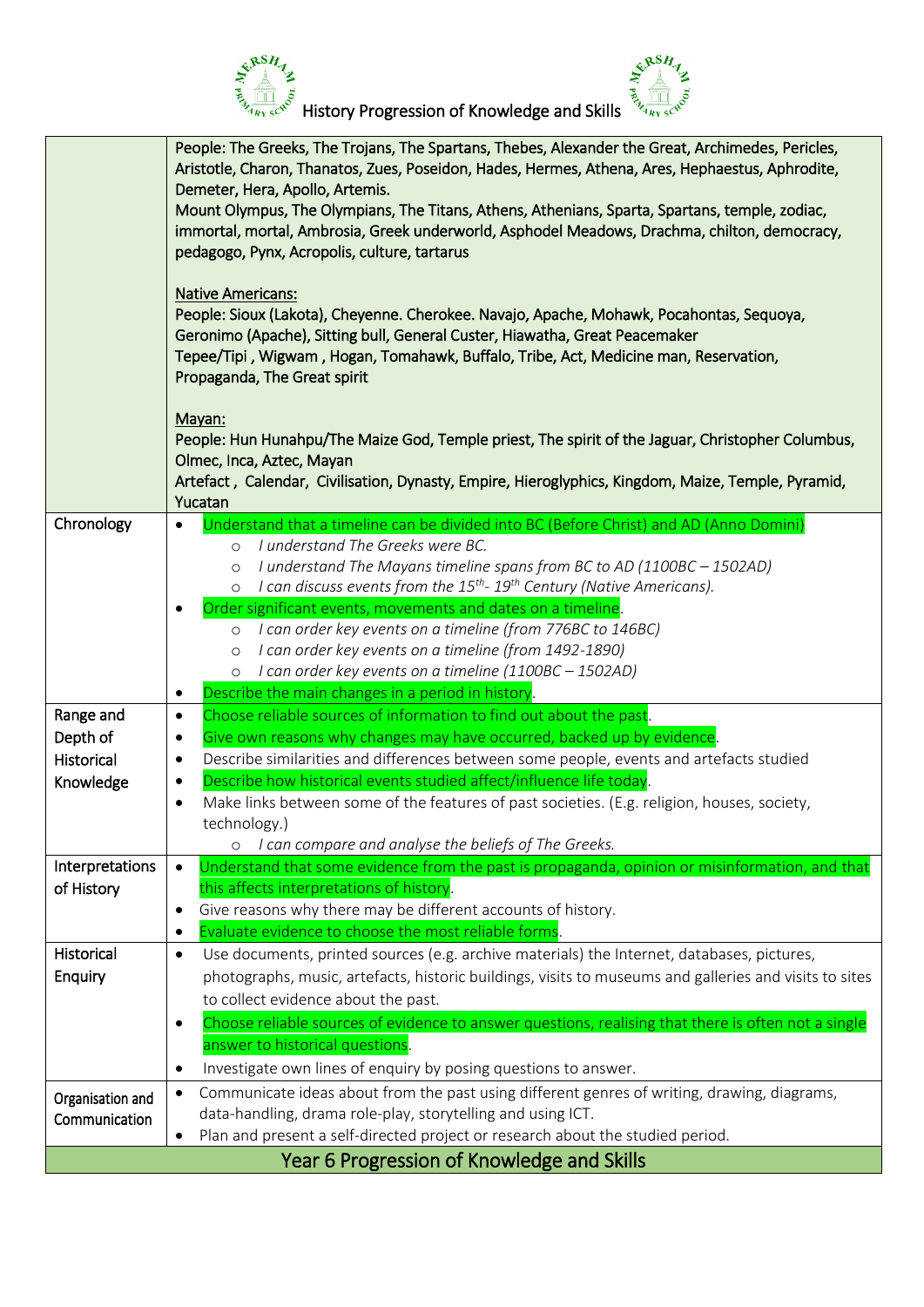# History Progression of Knowledge and Skills

| | |
|---|---|
| | People: The Greeks, The Trojans, The Spartans, Thebes, Alexander the Great, Archimedes, Pericles, Aristotle, Charon, Thanatos, Zues, Poseidon, Hades, Hermes, Athena, Ares, Hephaestus, Aphrodite, Demeter, Hera, Apollo, Artemis.<br>Mount Olympus, The Olympians, The Titans, Athens, Athenians, Sparta, Spartans, temple, zodiac, immortal, mortal, Ambrosia, Greek underworld, Asphodel Meadows, Drachma, chilton, democracy, pedagogo, Pynx, Acropolis, culture, tartarus<br><br><u>Native Americans:</u><br>People: Sioux (Lakota), Cheyenne. Cherokee. Navajo, Apache, Mohawk, Pocahontas, Sequoya, Geronimo (Apache), Sitting bull, General Custer, Hiawatha, Great Peacemaker<br>Tepee/Tipi , Wigwam , Hogan, Tomahawk, Buffalo, Tribe, Act, Medicine man, Reservation, Propaganda, The Great spirit<br><br><u>Mayan:</u><br>People: Hun Hunahpu/The Maize God, Temple priest, The spirit of the Jaguar, Christopher Columbus, Olmec, Inca, Aztec, Mayan<br>Artefact , Calendar, Civilisation, Dynasty, Empire, Hieroglyphics, Kingdom, Maize, Temple, Pyramid, Yucatan |
| Chronology | • Understand that a timeline can be divided into BC (Before Christ) and AD (Anno Domini)<br>&nbsp;&nbsp;&nbsp;&nbsp;○ *I understand The Greeks were BC.*<br>&nbsp;&nbsp;&nbsp;&nbsp;○ *I understand The Mayans timeline spans from BC to AD (1100BC – 1502AD)*<br>&nbsp;&nbsp;&nbsp;&nbsp;○ *I can discuss events from the 15th- 19th Century (Native Americans).*<br>• Order significant events, movements and dates on a timeline.<br>&nbsp;&nbsp;&nbsp;&nbsp;○ *I can order key events on a timeline (from 776BC to 146BC)*<br>&nbsp;&nbsp;&nbsp;&nbsp;○ *I can order key events on a timeline (from 1492-1890)*<br>&nbsp;&nbsp;&nbsp;&nbsp;○ *I can order key events on a timeline (1100BC – 1502AD)*<br>• Describe the main changes in a period in history. |
| Range and Depth of Historical Knowledge | • Choose reliable sources of information to find out about the past.<br>• Give own reasons why changes may have occurred, backed up by evidence.<br>• Describe similarities and differences between some people, events and artefacts studied<br>• Describe how historical events studied affect/influence life today.<br>• Make links between some of the features of past societies. (E.g. religion, houses, society, technology.)<br>&nbsp;&nbsp;&nbsp;&nbsp;○ *I can compare and analyse the beliefs of The Greeks.* |
| Interpretations of History | • Understand that some evidence from the past is propaganda, opinion or misinformation, and that this affects interpretations of history.<br>• Give reasons why there may be different accounts of history.<br>• Evaluate evidence to choose the most reliable forms. |
| Historical Enquiry | • Use documents, printed sources (e.g. archive materials) the Internet, databases, pictures, photographs, music, artefacts, historic buildings, visits to museums and galleries and visits to sites to collect evidence about the past.<br>• Choose reliable sources of evidence to answer questions, realising that there is often not a single answer to historical questions.<br>• Investigate own lines of enquiry by posing questions to answer. |
| Organisation and Communication | • Communicate ideas about from the past using different genres of writing, drawing, diagrams, data-handling, drama role-play, storytelling and using ICT.<br>• Plan and present a self-directed project or research about the studied period. |

## Year 6 Progression of Knowledge and Skills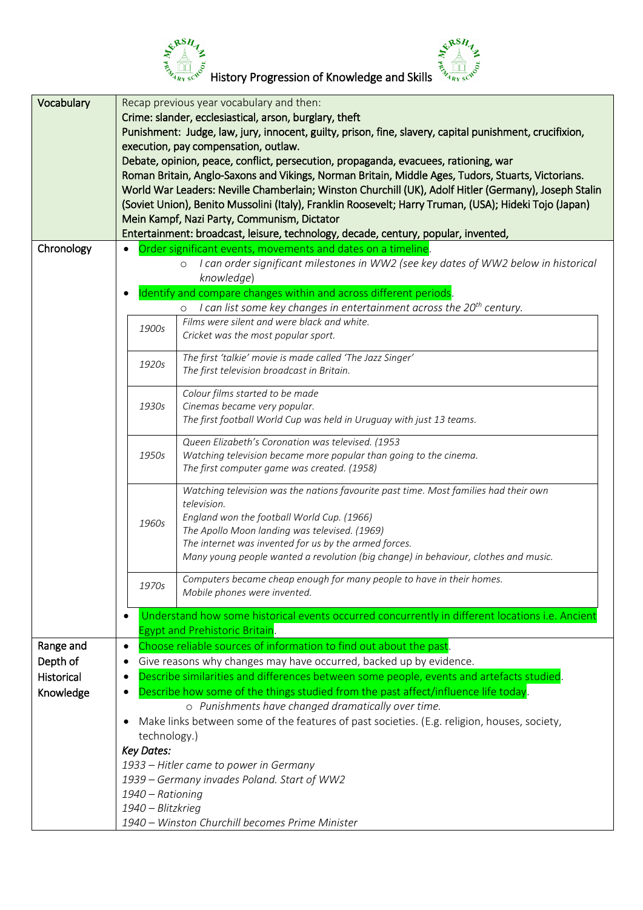# History Progression of Knowledge and Skills

| | |
|---|---|
| Vocabulary | Recap previous year vocabulary and then:<br>Crime: slander, ecclesiastical, arson, burglary, theft<br>Punishment: Judge, law, jury, innocent, guilty, prison, fine, slavery, capital punishment, crucifixion, execution, pay compensation, outlaw.<br>Debate, opinion, peace, conflict, persecution, propaganda, evacuees, rationing, war<br>Roman Britain, Anglo-Saxons and Vikings, Norman Britain, Middle Ages, Tudors, Stuarts, Victorians.<br>World War Leaders: Neville Chamberlain; Winston Churchill (UK), Adolf Hitler (Germany), Joseph Stalin (Soviet Union), Benito Mussolini (Italy), Franklin Roosevelt; Harry Truman, (USA); Hideki Tojo (Japan)<br>Mein Kampf, Nazi Party, Communism, Dictator<br>Entertainment: broadcast, leisure, technology, decade, century, popular, invented, |
| Chronology | • Order significant events, movements and dates on a timeline.<br>  ○ *I can order significant milestones in WW2 (see key dates of WW2 below in historical knowledge)*<br>• Identify and compare changes within and across different periods.<br>  ○ *I can list some key changes in entertainment across the 20th century.*<br>*1900s* – *Films were silent and were black and white. Cricket was the most popular sport.*<br>*1920s* – *The first 'talkie' movie is made called 'The Jazz Singer'. The first television broadcast in Britain.*<br>*1930s* – *Colour films started to be made. Cinemas became very popular. The first football World Cup was held in Uruguay with just 13 teams.*<br>*1950s* – *Queen Elizabeth's Coronation was televised. (1953. Watching television became more popular than going to the cinema. The first computer game was created. (1958)*<br>*1960s* – *Watching television was the nations favourite past time. Most families had their own television. England won the football World Cup. (1966) The Apollo Moon landing was televised. (1969) The internet was invented for us by the armed forces. Many young people wanted a revolution (big change) in behaviour, clothes and music.*<br>*1970s* – *Computers became cheap enough for many people to have in their homes. Mobile phones were invented.*<br>• Understand how some historical events occurred concurrently in different locations i.e. Ancient Egypt and Prehistoric Britain. |
| Range and Depth of Historical Knowledge | • Choose reliable sources of information to find out about the past.<br>• Give reasons why changes may have occurred, backed up by evidence.<br>• Describe similarities and differences between some people, events and artefacts studied.<br>• Describe how some of the things studied from the past affect/influence life today.<br>  ○ *Punishments have changed dramatically over time.*<br>• Make links between some of the features of past societies. (E.g. religion, houses, society, technology.)<br>***Key Dates:***<br>*1933 – Hitler came to power in Germany*<br>*1939 – Germany invades Poland. Start of WW2*<br>*1940 – Rationing*<br>*1940 – Blitzkrieg*<br>*1940 – Winston Churchill becomes Prime Minister* |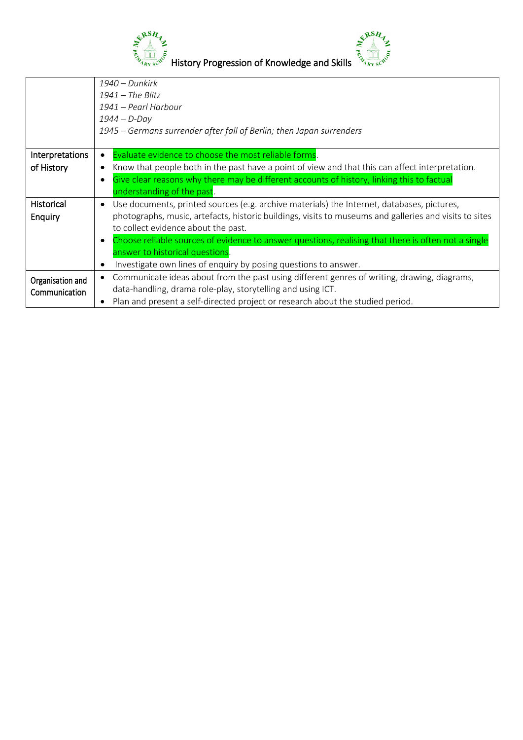| | |
|---|---|
| | *1940 – Dunkirk*<br>*1941 – The Blitz*<br>*1941 – Pearl Harbour*<br>*1944 – D-Day*<br>*1945 – Germans surrender after fall of Berlin; then Japan surrenders* |
| Interpretations of History | • Evaluate evidence to choose the most reliable forms.<br>• Know that people both in the past have a point of view and that this can affect interpretation.<br>• Give clear reasons why there may be different accounts of history, linking this to factual understanding of the past. |
| Historical Enquiry | • Use documents, printed sources (e.g. archive materials) the Internet, databases, pictures, photographs, music, artefacts, historic buildings, visits to museums and galleries and visits to sites to collect evidence about the past.<br>• Choose reliable sources of evidence to answer questions, realising that there is often not a single answer to historical questions.<br>• Investigate own lines of enquiry by posing questions to answer. |
| Organisation and Communication | • Communicate ideas about from the past using different genres of writing, drawing, diagrams, data-handling, drama role-play, storytelling and using ICT.<br>• Plan and present a self-directed project or research about the studied period. |